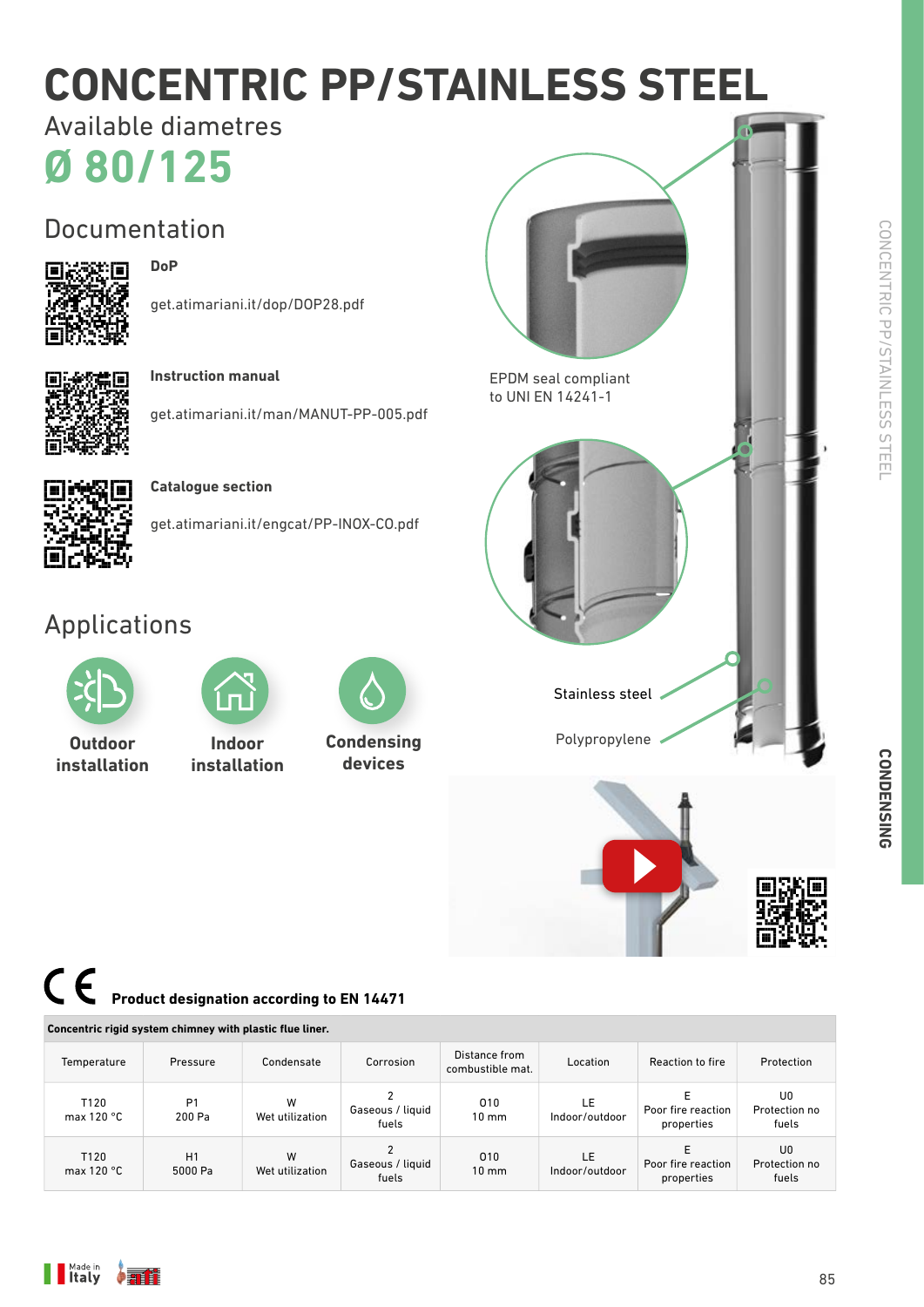# CONCENTRIC PP/STAINLESS STEEL

Available diametres

## Ø 80/125

## Documentation

**DoP**

get.atimariani.it/dop/DOP28.pdf

**Instruction manual**

get.atimariani.it/man/MANUT-PP-005.pdf

**Catalogue section**

get.atimariani.it/engcat/PP-INOX-CO.pdf

## Applications

**Outdoor installation**

**Indoor installation**

**Condensing devices**

EPDM seal compliant to UNI EN 14241-1

Stainless steel

Polypropylene

**Product designation according to EN 14471**

| Concentric rigid system chimney with plastic flue liner. | | | | | | | |
|---|---|---|---|---|---|---|---|
| Temperature | Pressure | Condensate | Corrosion | Distance from combustible mat. | Location | Reaction to fire | Protection |
| T120 max 120 °C | P1 200 Pa | W Wet utilization | 2 Gaseous / liquid fuels | O10 10 mm | LE Indoor/outdoor | E Poor fire reaction properties | U0 Protection no fuels |
| T120 max 120 °C | H1 5000 Pa | W Wet utilization | 2 Gaseous / liquid fuels | O10 10 mm | LE Indoor/outdoor | E Poor fire reaction properties | U0 Protection no fuels |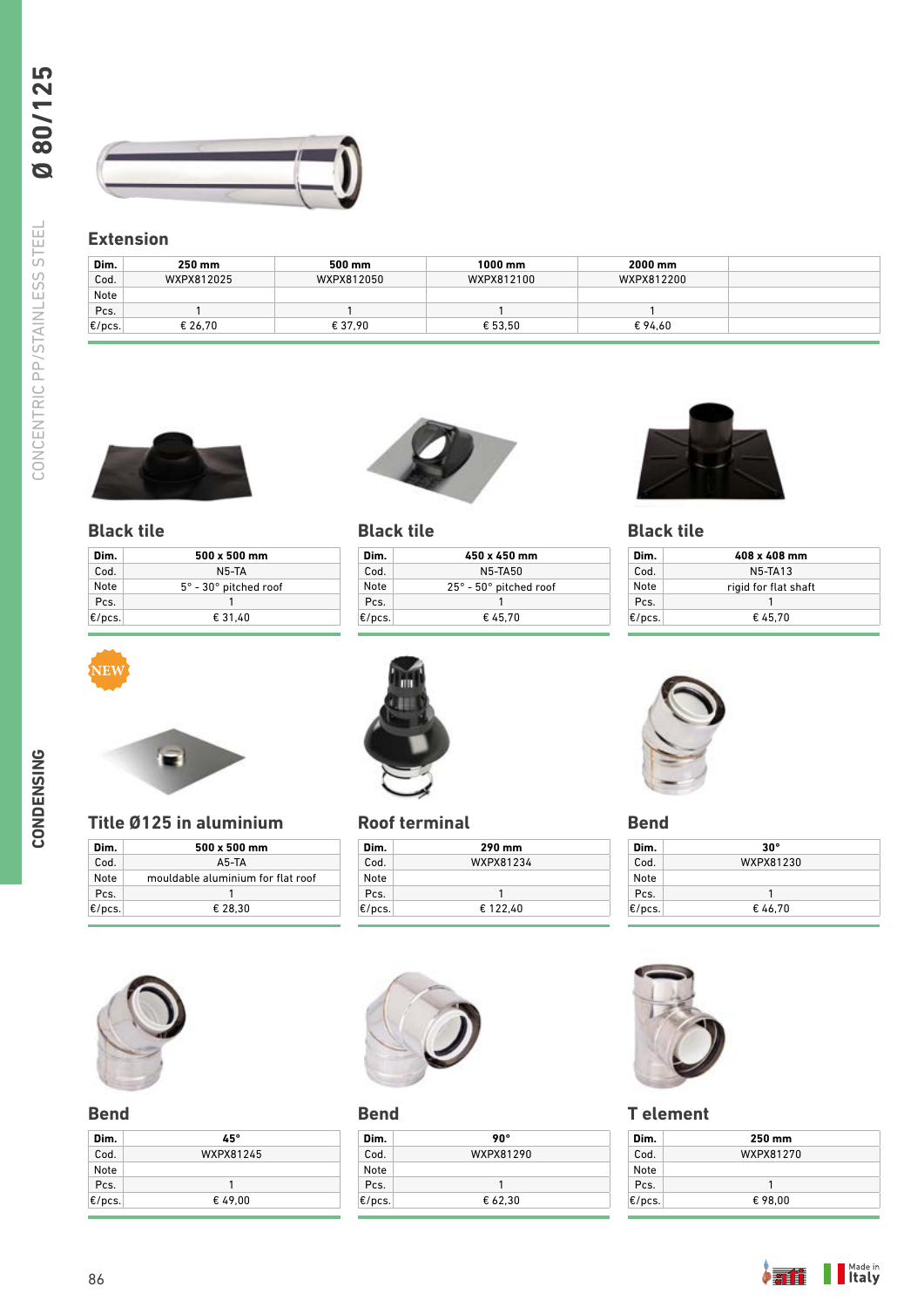## Extension

| Dim. | 250 mm | 500 mm | 1000 mm | 2000 mm | |
|---|---|---|---|---|---|
| Cod. | WXPX812025 | WXPX812050 | WXPX812100 | WXPX812200 | |
| Note | | | | | |
| Pcs. | 1 | 1 | 1 | 1 | |
| €/pcs. | € 26,70 | € 37,90 | € 53,50 | € 94,60 | |

## Black tile

| Dim. | 500 x 500 mm |
|---|---|
| Cod. | N5-TA |
| Note | 5° - 30° pitched roof |
| Pcs. | 1 |
| €/pcs. | € 31,40 |

## Black tile

| Dim. | 450 x 450 mm |
|---|---|
| Cod. | N5-TA50 |
| Note | 25° - 50° pitched roof |
| Pcs. | 1 |
| €/pcs. | € 45,70 |

## Black tile

| Dim. | 408 x 408 mm |
|---|---|
| Cod. | N5-TA13 |
| Note | rigid for flat shaft |
| Pcs. | 1 |
| €/pcs. | € 45,70 |

NEW

## Title Ø125 in aluminium

| Dim. | 500 x 500 mm |
|---|---|
| Cod. | A5-TA |
| Note | mouldable aluminium for flat roof |
| Pcs. | 1 |
| €/pcs. | € 28,30 |

## Roof terminal

| Dim. | 290 mm |
|---|---|
| Cod. | WXPX81234 |
| Note | |
| Pcs. | 1 |
| €/pcs. | € 122,40 |

## Bend

| Dim. | 30° |
|---|---|
| Cod. | WXPX81230 |
| Note | |
| Pcs. | 1 |
| €/pcs. | € 46,70 |

## Bend

| Dim. | 45° |
|---|---|
| Cod. | WXPX81245 |
| Note | |
| Pcs. | 1 |
| €/pcs. | € 49,00 |

## Bend

| Dim. | 90° |
|---|---|
| Cod. | WXPX81290 |
| Note | |
| Pcs. | 1 |
| €/pcs. | € 62,30 |

## T element

| Dim. | 250 mm |
|---|---|
| Cod. | WXPX81270 |
| Note | |
| Pcs. | 1 |
| €/pcs. | € 98,00 |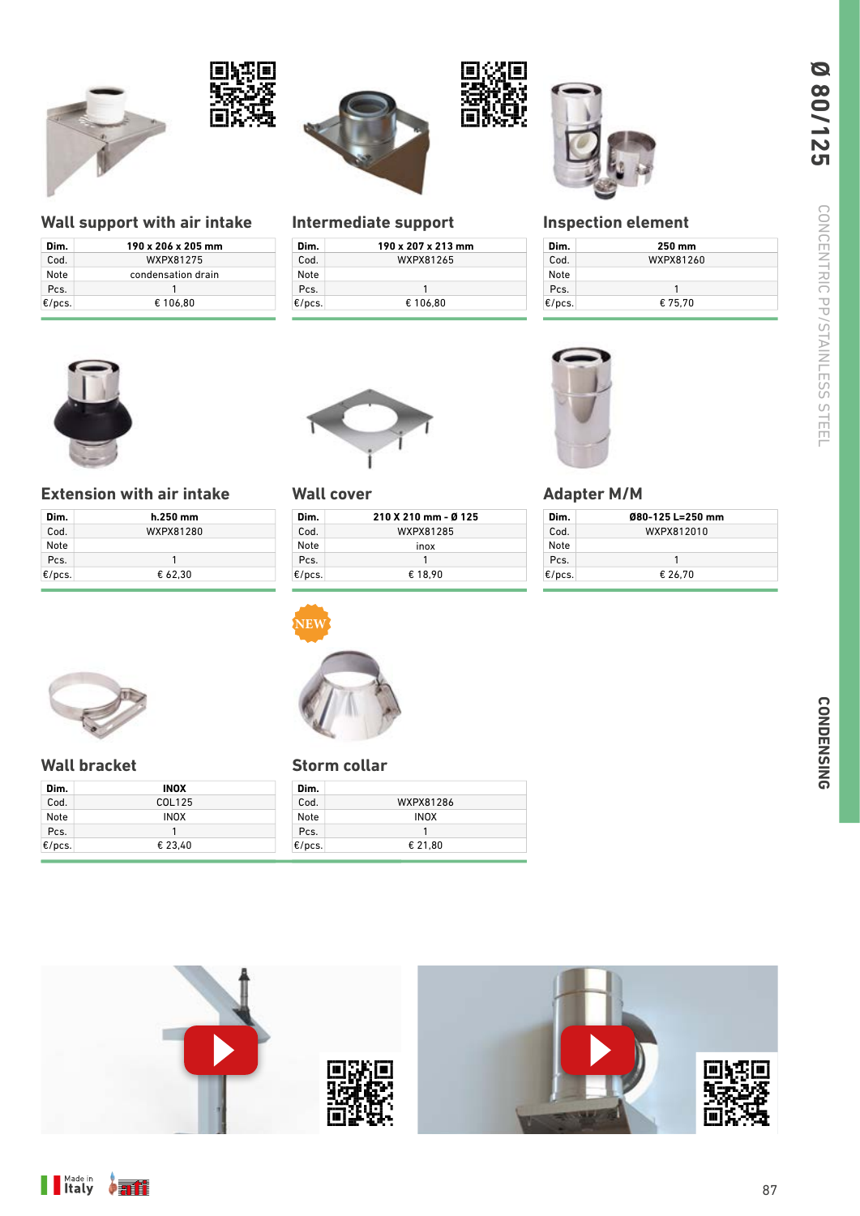## Wall support with air intake

| | |
|---|---|
| Dim. | 190 x 206 x 205 mm |
| Cod. | WXPX81275 |
| Note | condensation drain |
| Pcs. | 1 |
| €/pcs. | € 106,80 |

## Intermediate support

| | |
|---|---|
| Dim. | 190 x 207 x 213 mm |
| Cod. | WXPX81265 |
| Note | |
| Pcs. | 1 |
| €/pcs. | € 106,80 |

## Inspection element

| | |
|---|---|
| Dim. | 250 mm |
| Cod. | WXPX81260 |
| Note | |
| Pcs. | 1 |
| €/pcs. | € 75,70 |

## Extension with air intake

| | |
|---|---|
| Dim. | h.250 mm |
| Cod. | WXPX81280 |
| Note | |
| Pcs. | 1 |
| €/pcs. | € 62,30 |

## Wall cover

| | |
|---|---|
| Dim. | 210 X 210 mm - Ø 125 |
| Cod. | WXPX81285 |
| Note | inox |
| Pcs. | 1 |
| €/pcs. | € 18,90 |

## Adapter M/M

| | |
|---|---|
| Dim. | Ø80-125 L=250 mm |
| Cod. | WXPX812010 |
| Note | |
| Pcs. | 1 |
| €/pcs. | € 26,70 |

## Wall bracket

| | |
|---|---|
| Dim. | INOX |
| Cod. | COL125 |
| Note | INOX |
| Pcs. | 1 |
| €/pcs. | € 23,40 |

NEW

## Storm collar

| | |
|---|---|
| Dim. | |
| Cod. | WXPX81286 |
| Note | INOX |
| Pcs. | 1 |
| €/pcs. | € 21,80 |